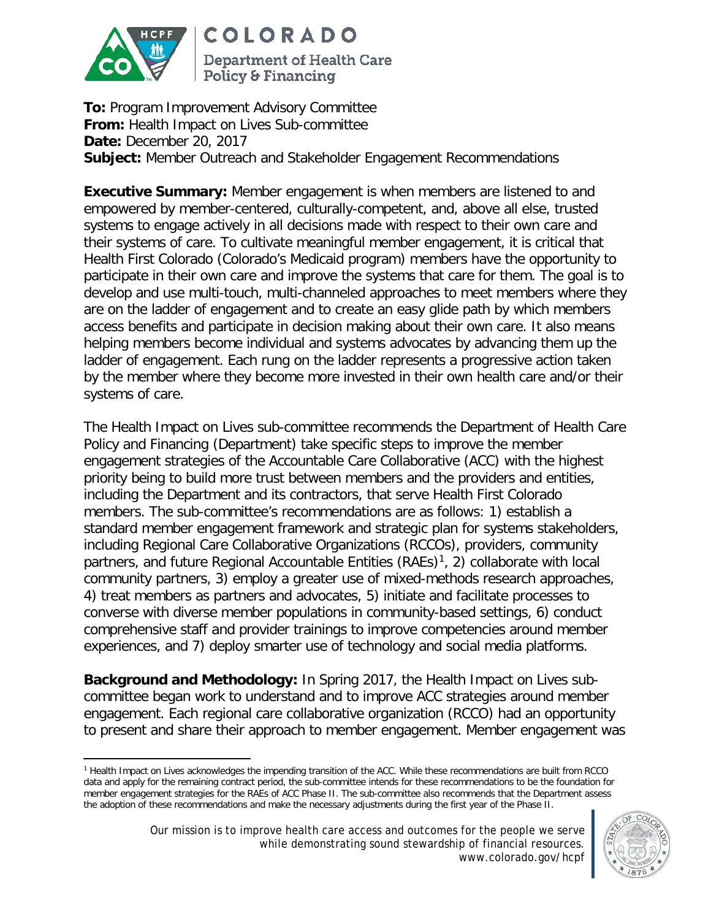**To:** Program Improvement Advisory Committee
**From:** Health Impact on Lives Sub-committee
**Date:** December 20, 2017
**Subject:** Member Outreach and Stakeholder Engagement Recommendations

**Executive Summary:** Member engagement is when members are listened to and empowered by member-centered, culturally-competent, and, above all else, trusted systems to engage actively in all decisions made with respect to their own care and their systems of care. To cultivate meaningful member engagement, it is critical that Health First Colorado (Colorado's Medicaid program) members have the opportunity to participate in their own care and improve the systems that care for them. The goal is to develop and use multi-touch, multi-channeled approaches to meet members where they are on the ladder of engagement and to create an easy glide path by which members access benefits and participate in decision making about their own care. It also means helping members become individual and systems advocates by advancing them up the ladder of engagement. Each rung on the ladder represents a progressive action taken by the member where they become more invested in their own health care and/or their systems of care.

The Health Impact on Lives sub-committee recommends the Department of Health Care Policy and Financing (Department) take specific steps to improve the member engagement strategies of the Accountable Care Collaborative (ACC) with the highest priority being to build more trust between members and the providers and entities, including the Department and its contractors, that serve Health First Colorado members. The sub-committee's recommendations are as follows: 1) establish a standard member engagement framework and strategic plan for systems stakeholders, including Regional Care Collaborative Organizations (RCCOs), providers, community partners, and future Regional Accountable Entities (RAEs)[1], 2) collaborate with local community partners, 3) employ a greater use of mixed-methods research approaches, 4) treat members as partners and advocates, 5) initiate and facilitate processes to converse with diverse member populations in community-based settings, 6) conduct comprehensive staff and provider trainings to improve competencies around member experiences, and 7) deploy smarter use of technology and social media platforms.

**Background and Methodology:** In Spring 2017, the Health Impact on Lives sub-committee began work to understand and to improve ACC strategies around member engagement. Each regional care collaborative organization (RCCO) had an opportunity to present and share their approach to member engagement. Member engagement was

[1] Health Impact on Lives acknowledges the impending transition of the ACC. While these recommendations are built from RCCO data and apply for the remaining contract period, the sub-committee intends for these recommendations to be the foundation for member engagement strategies for the RAEs of ACC Phase II. The sub-committee also recommends that the Department assess the adoption of these recommendations and make the necessary adjustments during the first year of the Phase II.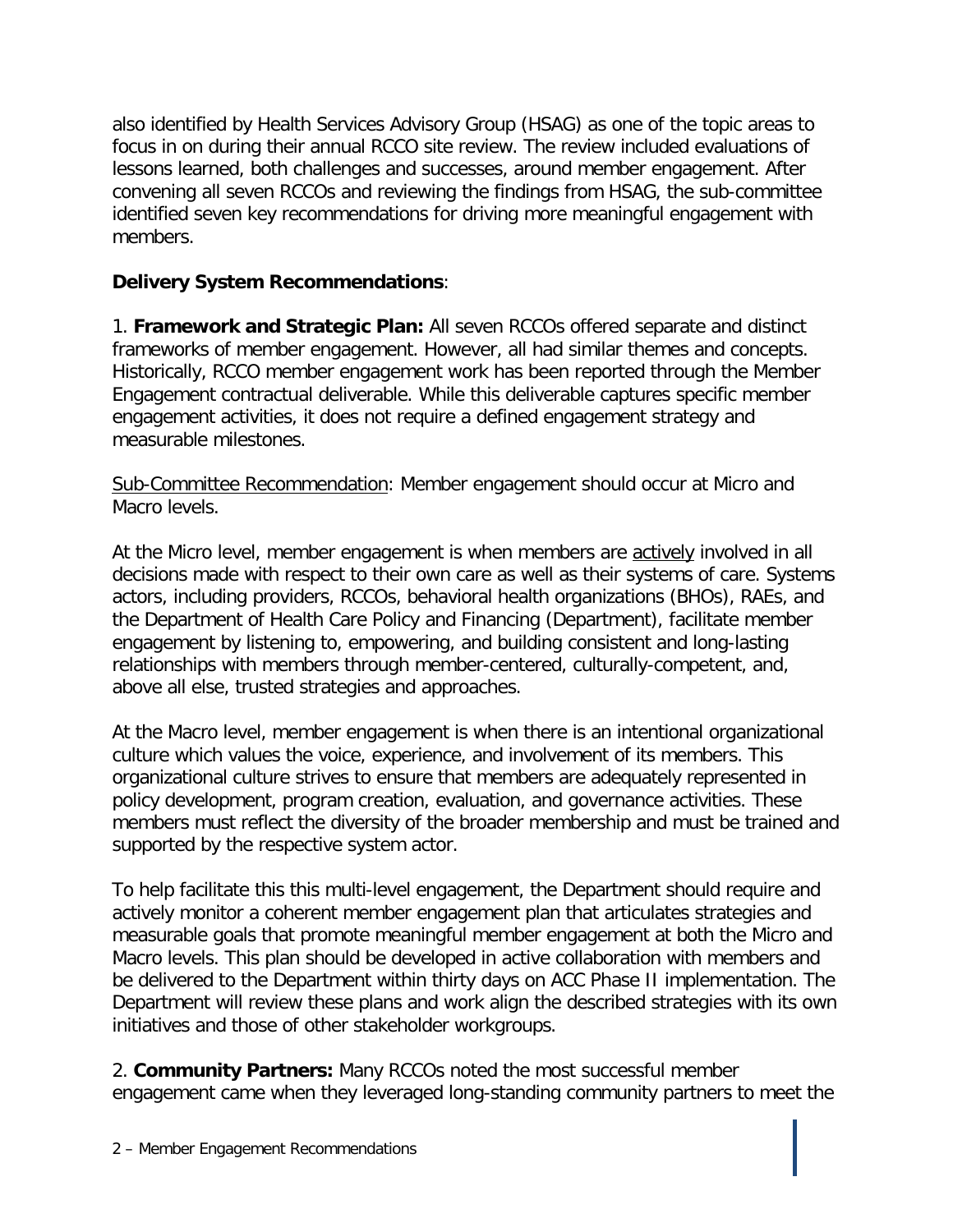also identified by Health Services Advisory Group (HSAG) as one of the topic areas to focus in on during their annual RCCO site review. The review included evaluations of lessons learned, both challenges and successes, around member engagement. After convening all seven RCCOs and reviewing the findings from HSAG, the sub-committee identified seven key recommendations for driving more meaningful engagement with members.

**Delivery System Recommendations**:

1. **Framework and Strategic Plan:** All seven RCCOs offered separate and distinct frameworks of member engagement. However, all had similar themes and concepts. Historically, RCCO member engagement work has been reported through the Member Engagement contractual deliverable. While this deliverable captures specific member engagement activities, it does not require a defined engagement strategy and measurable milestones.

<u>Sub-Committee Recommendation</u>: Member engagement should occur at Micro and Macro levels.

At the Micro level, member engagement is when members are <u>actively</u> involved in all decisions made with respect to their own care as well as their systems of care. Systems actors, including providers, RCCOs, behavioral health organizations (BHOs), RAEs, and the Department of Health Care Policy and Financing (Department), facilitate member engagement by listening to, empowering, and building consistent and long-lasting relationships with members through member-centered, culturally-competent, and, above all else, trusted strategies and approaches.

At the Macro level, member engagement is when there is an intentional organizational culture which values the voice, experience, and involvement of its members. This organizational culture strives to ensure that members are adequately represented in policy development, program creation, evaluation, and governance activities. These members must reflect the diversity of the broader membership and must be trained and supported by the respective system actor.

To help facilitate this this multi-level engagement, the Department should require and actively monitor a coherent member engagement plan that articulates strategies and measurable goals that promote meaningful member engagement at both the Micro and Macro levels. This plan should be developed in active collaboration with members and be delivered to the Department within thirty days on ACC Phase II implementation. The Department will review these plans and work align the described strategies with its own initiatives and those of other stakeholder workgroups.

2. **Community Partners:** Many RCCOs noted the most successful member engagement came when they leveraged long-standing community partners to meet the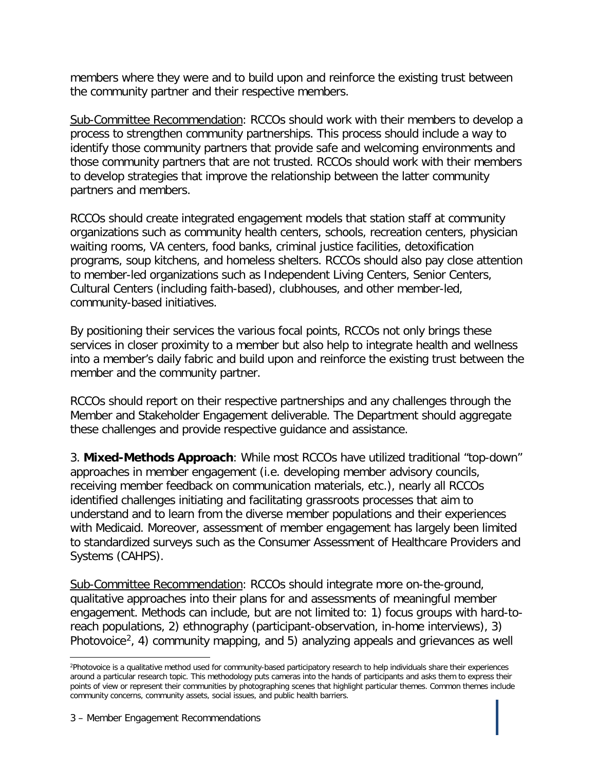members where they were and to build upon and reinforce the existing trust between the community partner and their respective members.

Sub-Committee Recommendation: RCCOs should work with their members to develop a process to strengthen community partnerships. This process should include a way to identify those community partners that provide safe and welcoming environments and those community partners that are not trusted. RCCOs should work with their members to develop strategies that improve the relationship between the latter community partners and members.

RCCOs should create integrated engagement models that station staff at community organizations such as community health centers, schools, recreation centers, physician waiting rooms, VA centers, food banks, criminal justice facilities, detoxification programs, soup kitchens, and homeless shelters. RCCOs should also pay close attention to member-led organizations such as Independent Living Centers, Senior Centers, Cultural Centers (including faith-based), clubhouses, and other member-led, community-based initiatives.

By positioning their services the various focal points, RCCOs not only brings these services in closer proximity to a member but also help to integrate health and wellness into a member's daily fabric and build upon and reinforce the existing trust between the member and the community partner.

RCCOs should report on their respective partnerships and any challenges through the Member and Stakeholder Engagement deliverable. The Department should aggregate these challenges and provide respective guidance and assistance.

3. **Mixed-Methods Approach**: While most RCCOs have utilized traditional "top-down" approaches in member engagement (i.e. developing member advisory councils, receiving member feedback on communication materials, etc.), nearly all RCCOs identified challenges initiating and facilitating grassroots processes that aim to understand and to learn from the diverse member populations and their experiences with Medicaid. Moreover, assessment of member engagement has largely been limited to standardized surveys such as the Consumer Assessment of Healthcare Providers and Systems (CAHPS).

Sub-Committee Recommendation: RCCOs should integrate more on-the-ground, qualitative approaches into their plans for and assessments of meaningful member engagement. Methods can include, but are not limited to: 1) focus groups with hard-to-reach populations, 2) ethnography (participant-observation, in-home interviews), 3) Photovoice[2], 4) community mapping, and 5) analyzing appeals and grievances as well

[2]Photovoice is a qualitative method used for community-based participatory research to help individuals share their experiences around a particular research topic. This methodology puts cameras into the hands of participants and asks them to express their points of view or represent their communities by photographing scenes that highlight particular themes. Common themes include community concerns, community assets, social issues, and public health barriers.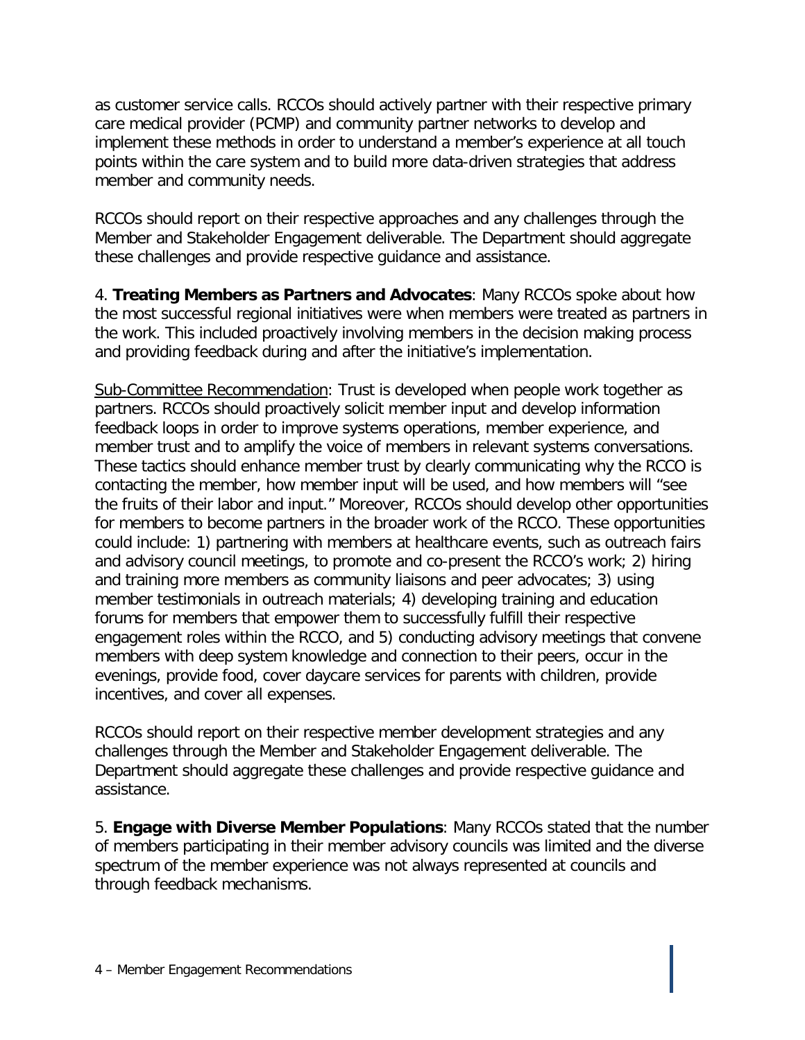as customer service calls. RCCOs should actively partner with their respective primary care medical provider (PCMP) and community partner networks to develop and implement these methods in order to understand a member's experience at all touch points within the care system and to build more data-driven strategies that address member and community needs.

RCCOs should report on their respective approaches and any challenges through the Member and Stakeholder Engagement deliverable. The Department should aggregate these challenges and provide respective guidance and assistance.

4. **Treating Members as Partners and Advocates**: Many RCCOs spoke about how the most successful regional initiatives were when members were treated as partners in the work. This included proactively involving members in the decision making process and providing feedback during and after the initiative's implementation.

<u>Sub-Committee Recommendation</u>: Trust is developed when people work together as partners. RCCOs should proactively solicit member input and develop information feedback loops in order to improve systems operations, member experience, and member trust and to amplify the voice of members in relevant systems conversations. These tactics should enhance member trust by clearly communicating why the RCCO is contacting the member, how member input will be used, and how members will "see the fruits of their labor and input." Moreover, RCCOs should develop other opportunities for members to become partners in the broader work of the RCCO. These opportunities could include: 1) partnering with members at healthcare events, such as outreach fairs and advisory council meetings, to promote and co-present the RCCO's work; 2) hiring and training more members as community liaisons and peer advocates; 3) using member testimonials in outreach materials; 4) developing training and education forums for members that empower them to successfully fulfill their respective engagement roles within the RCCO, and 5) conducting advisory meetings that convene members with deep system knowledge and connection to their peers, occur in the evenings, provide food, cover daycare services for parents with children, provide incentives, and cover all expenses.

RCCOs should report on their respective member development strategies and any challenges through the Member and Stakeholder Engagement deliverable. The Department should aggregate these challenges and provide respective guidance and assistance.

5. **Engage with Diverse Member Populations**: Many RCCOs stated that the number of members participating in their member advisory councils was limited and the diverse spectrum of the member experience was not always represented at councils and through feedback mechanisms.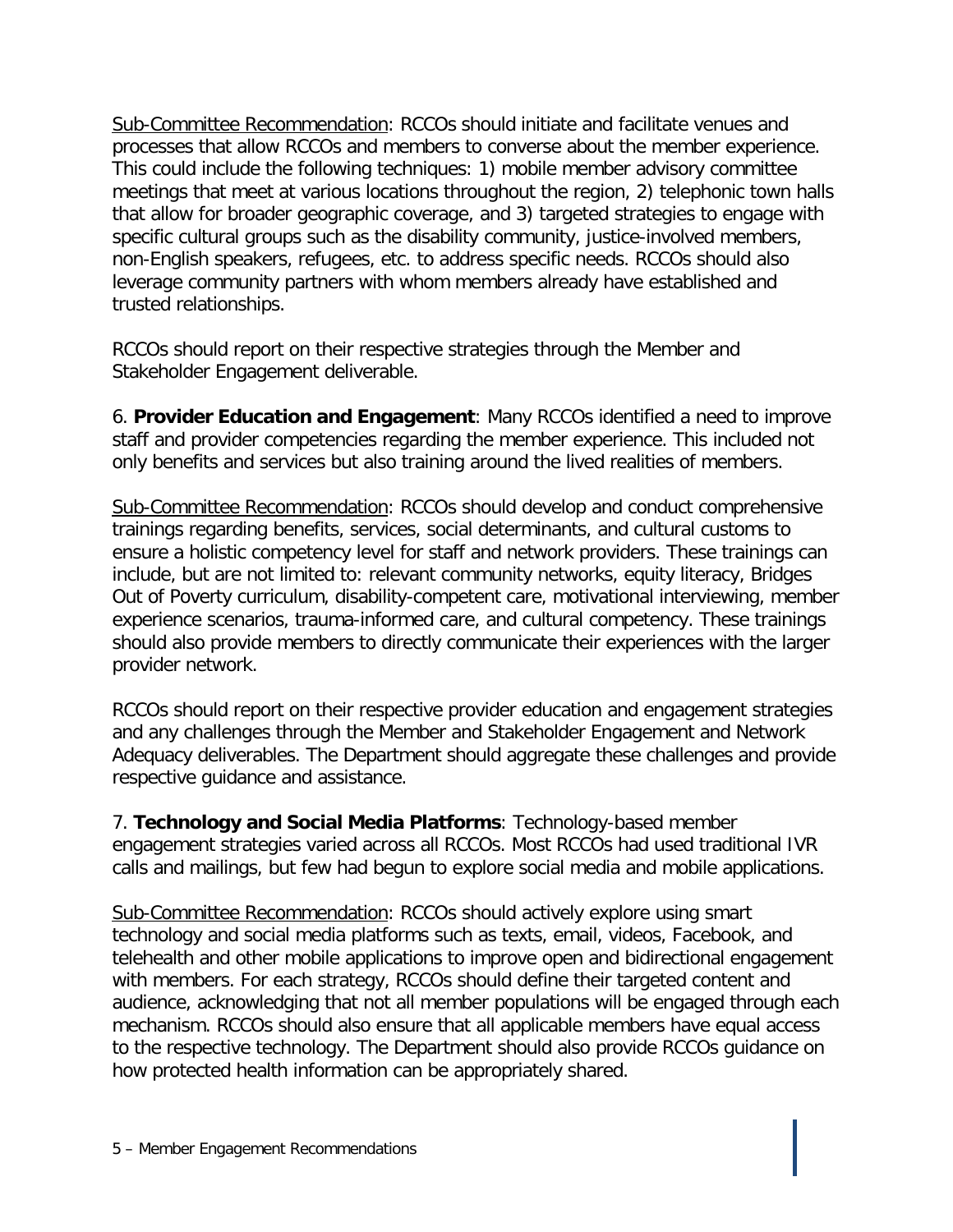Sub-Committee Recommendation: RCCOs should initiate and facilitate venues and processes that allow RCCOs and members to converse about the member experience. This could include the following techniques: 1) mobile member advisory committee meetings that meet at various locations throughout the region, 2) telephonic town halls that allow for broader geographic coverage, and 3) targeted strategies to engage with specific cultural groups such as the disability community, justice-involved members, non-English speakers, refugees, etc. to address specific needs. RCCOs should also leverage community partners with whom members already have established and trusted relationships.

RCCOs should report on their respective strategies through the Member and Stakeholder Engagement deliverable.

6. **Provider Education and Engagement**: Many RCCOs identified a need to improve staff and provider competencies regarding the member experience. This included not only benefits and services but also training around the lived realities of members.

Sub-Committee Recommendation: RCCOs should develop and conduct comprehensive trainings regarding benefits, services, social determinants, and cultural customs to ensure a holistic competency level for staff and network providers. These trainings can include, but are not limited to: relevant community networks, equity literacy, Bridges Out of Poverty curriculum, disability-competent care, motivational interviewing, member experience scenarios, trauma-informed care, and cultural competency. These trainings should also provide members to directly communicate their experiences with the larger provider network.

RCCOs should report on their respective provider education and engagement strategies and any challenges through the Member and Stakeholder Engagement and Network Adequacy deliverables. The Department should aggregate these challenges and provide respective guidance and assistance.

7. **Technology and Social Media Platforms**: Technology-based member engagement strategies varied across all RCCOs. Most RCCOs had used traditional IVR calls and mailings, but few had begun to explore social media and mobile applications.

Sub-Committee Recommendation: RCCOs should actively explore using smart technology and social media platforms such as texts, email, videos, Facebook, and telehealth and other mobile applications to improve open and bidirectional engagement with members. For each strategy, RCCOs should define their targeted content and audience, acknowledging that not all member populations will be engaged through each mechanism. RCCOs should also ensure that all applicable members have equal access to the respective technology. The Department should also provide RCCOs guidance on how protected health information can be appropriately shared.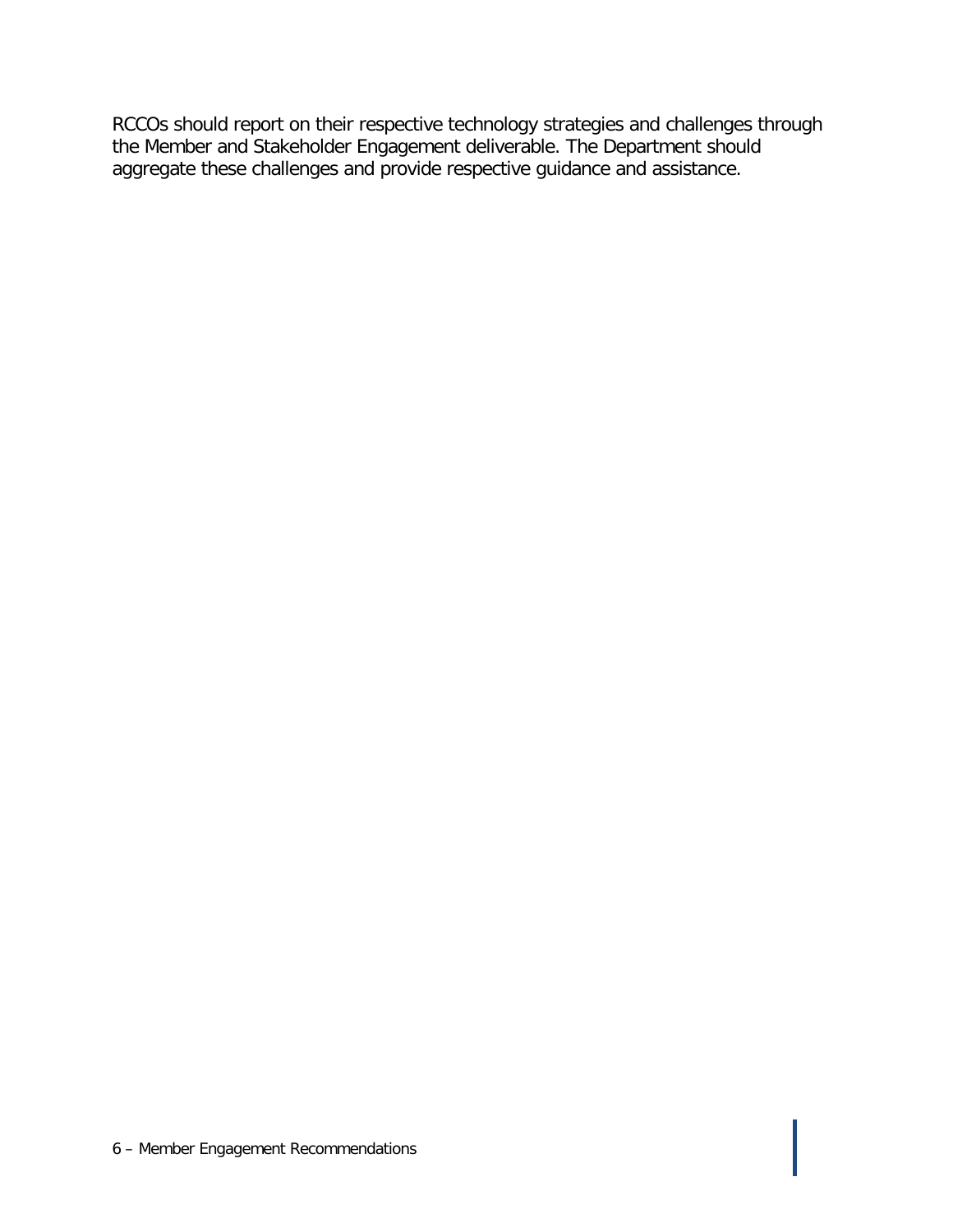RCCOs should report on their respective technology strategies and challenges through the Member and Stakeholder Engagement deliverable. The Department should aggregate these challenges and provide respective guidance and assistance.